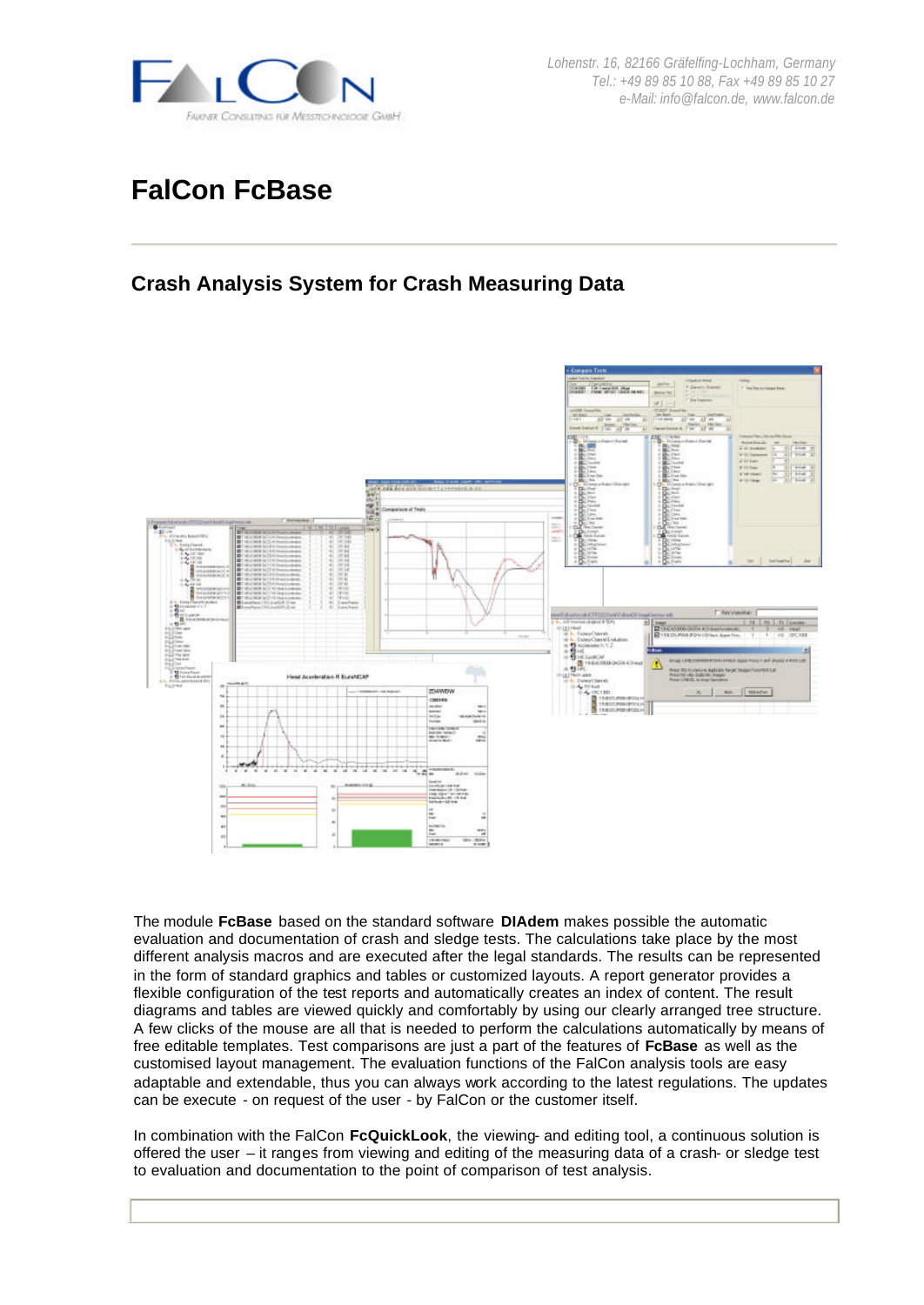FalCon
Falkner Consulting für Messtechnologie GmbH

*Lohenstr. 16, 82166 Gräfelfing-Lochham, Germany*
*Tel.: +49 89 85 10 88, Fax +49 89 85 10 27*
*e-Mail: info@falcon.de, www.falcon.de*

# FalCon FcBase

## Crash Analysis System for Crash Measuring Data

The module **FcBase** based on the standard software **DIAdem** makes possible the automatic evaluation and documentation of crash and sledge tests. The calculations take place by the most different analysis macros and are executed after the legal standards. The results can be represented in the form of standard graphics and tables or customized layouts. A report generator provides a flexible configuration of the test reports and automatically creates an index of content. The result diagrams and tables are viewed quickly and comfortably by using our clearly arranged tree structure. A few clicks of the mouse are all that is needed to perform the calculations automatically by means of free editable templates. Test comparisons are just a part of the features of **FcBase** as well as the customised layout management. The evaluation functions of the FalCon analysis tools are easy adaptable and extendable, thus you can always work according to the latest regulations. The updates can be execute - on request of the user - by FalCon or the customer itself.

In combination with the FalCon **FcQuickLook**, the viewing- and editing tool, a continuous solution is offered the user – it ranges from viewing and editing of the measuring data of a crash- or sledge test to evaluation and documentation to the point of comparison of test analysis.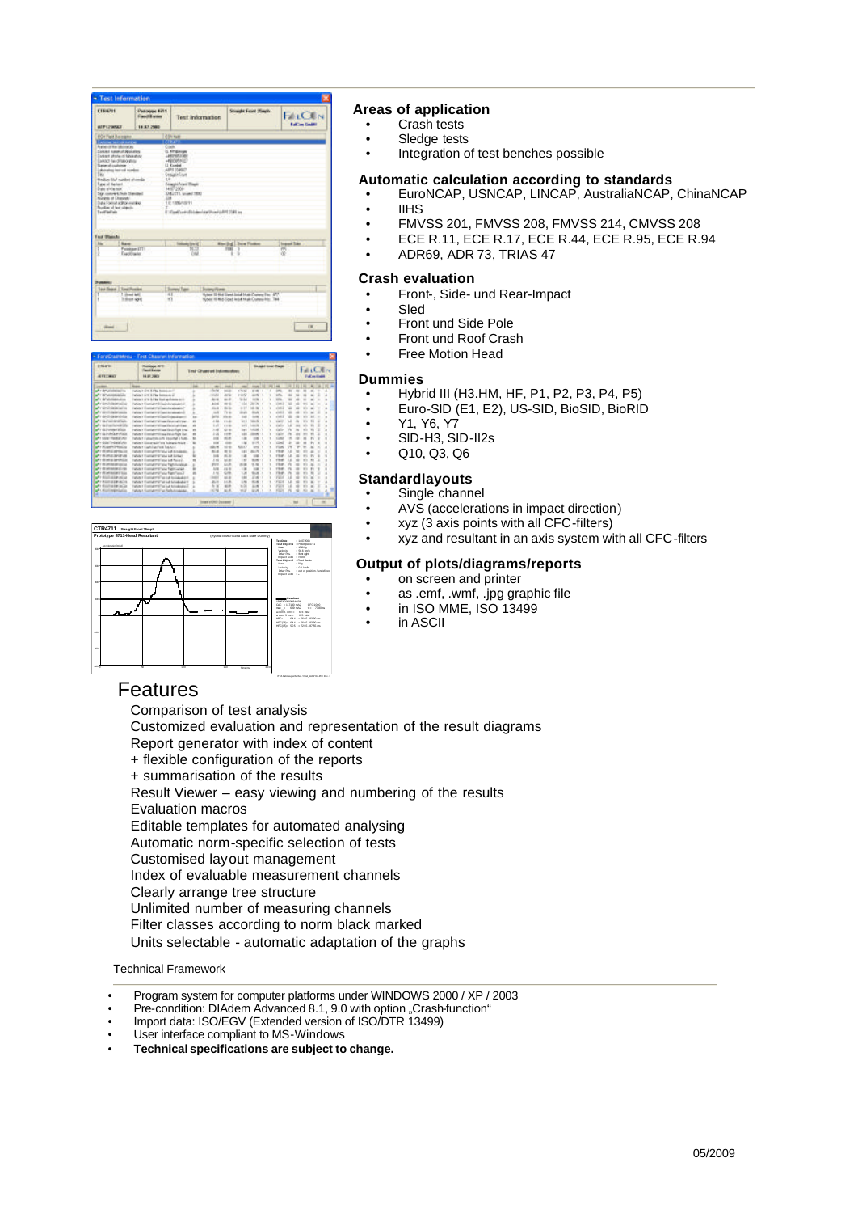## Areas of application

- Crash tests
- Sledge tests
- Integration of test benches possible

## Automatic calculation according to standards

- EuroNCAP, USNCAP, LINCAP, AustraliaNCAP, ChinaNCAP
- IIHS
- FMVSS 201, FMVSS 208, FMVSS 214, CMVSS 208
- ECE R.11, ECE R.17, ECE R.44, ECE R.95, ECE R.94
- ADR69, ADR 73, TRIAS 47

## Crash evaluation

- Front-, Side- und Rear-Impact
- Sled
- Front und Side Pole
- Front und Roof Crash
- Free Motion Head

## Dummies

- Hybrid III (H3.HM, HF, P1, P2, P3, P4, P5)
- Euro-SID (E1, E2), US-SID, BioSID, BioRID
- Y1, Y6, Y7
- SID-H3, SID-II2s
- Q10, Q3, Q6

## Standardlayouts

- Single channel
- AVS (accelerations in impact direction)
- xyz (3 axis points with all CFC-filters)
- xyz and resultant in an axis system with all CFC-filters

## Output of plots/diagrams/reports

- on screen and printer
- as .emf, .wmf, .jpg graphic file
- in ISO MME, ISO 13499
- in ASCII

# Features

Comparison of test analysis
Customized evaluation and representation of the result diagrams
Report generator with index of content
+ flexible configuration of the reports
+ summarisation of the results
Result Viewer – easy viewing and numbering of the results
Evaluation macros
Editable templates for automated analysing
Automatic norm-specific selection of tests
Customised layout management
Index of evaluable measurement channels
Clearly arrange tree structure
Unlimited number of measuring channels
Filter classes according to norm black marked
Units selectable - automatic adaptation of the graphs

Technical Framework

- Program system for computer platforms under WINDOWS 2000 / XP / 2003
- Pre-condition: DIAdem Advanced 8.1, 9.0 with option „Crash-function“
- Import data: ISO/EGV (Extended version of ISO/DTR 13499)
- User interface compliant to MS-Windows
- **Technical specifications are subject to change.**

05/2009